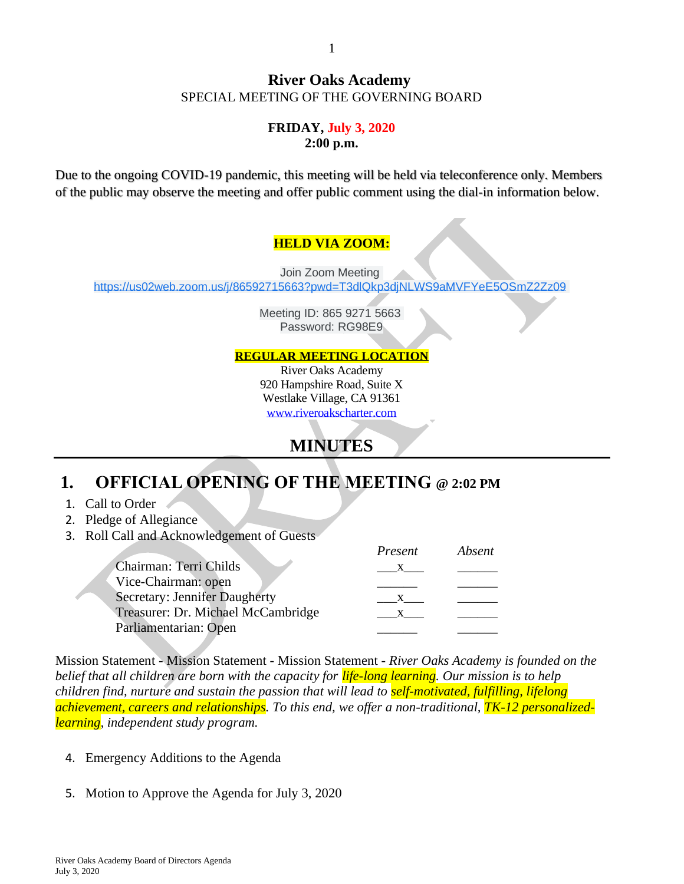# River Oaks Academy

SPECIAL MEETING OF THE GOVERNING BOARD

**FRIDAY, July 3, 2020**
**2:00 p.m.**

Due to the ongoing COVID-19 pandemic, this meeting will be held via teleconference only. Members of the public may observe the meeting and offer public comment using the dial-in information below.

**HELD VIA ZOOM:**

Join Zoom Meeting
https://us02web.zoom.us/j/86592715663?pwd=T3dlQkp3djNLWS9aMVFYeE5OSmZ2Zz09

Meeting ID: 865 9271 5663
Password: RG98E9

**REGULAR MEETING LOCATION**

River Oaks Academy
920 Hampshire Road, Suite X
Westlake Village, CA 91361
www.riveroakscharter.com

## MINUTES

## 1. OFFICIAL OPENING OF THE MEETING @ 2:02 PM

1. Call to Order
2. Pledge of Allegiance
3. Roll Call and Acknowledgement of Guests

| | *Present* | *Absent* |
|---|---|---|
| Chairman: Terri Childs | x | |
| Vice-Chairman: open | | |
| Secretary: Jennifer Daugherty | x | |
| Treasurer: Dr. Michael McCambridge | x | |
| Parliamentarian: Open | | |

Mission Statement - Mission Statement - Mission Statement - *River Oaks Academy is founded on the belief that all children are born with the capacity for life-long learning. Our mission is to help children find, nurture and sustain the passion that will lead to self-motivated, fulfilling, lifelong achievement, careers and relationships. To this end, we offer a non-traditional, TK-12 personalized-learning, independent study program.*

4. Emergency Additions to the Agenda

5. Motion to Approve the Agenda for July 3, 2020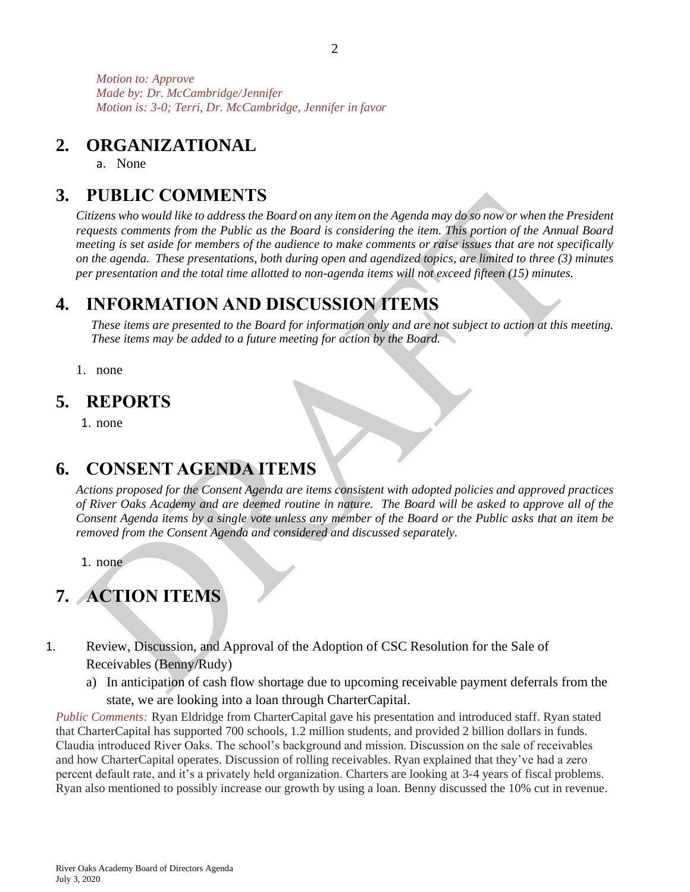*Motion to: Approve*
*Made by: Dr. McCambridge/Jennifer*
*Motion is: 3-0; Terri, Dr. McCambridge, Jennifer in favor*

# 2. ORGANIZATIONAL

a. None

# 3. PUBLIC COMMENTS

*Citizens who would like to address the Board on any item on the Agenda may do so now or when the President requests comments from the Public as the Board is considering the item. This portion of the Annual Board meeting is set aside for members of the audience to make comments or raise issues that are not specifically on the agenda. These presentations, both during open and agendized topics, are limited to three (3) minutes per presentation and the total time allotted to non-agenda items will not exceed fifteen (15) minutes.*

# 4. INFORMATION AND DISCUSSION ITEMS

*These items are presented to the Board for information only and are not subject to action at this meeting. These items may be added to a future meeting for action by the Board.*

1. none

# 5. REPORTS

1. none

# 6. CONSENT AGENDA ITEMS

*Actions proposed for the Consent Agenda are items consistent with adopted policies and approved practices of River Oaks Academy and are deemed routine in nature. The Board will be asked to approve all of the Consent Agenda items by a single vote unless any member of the Board or the Public asks that an item be removed from the Consent Agenda and considered and discussed separately.*

1. none

# 7. ACTION ITEMS

1. Review, Discussion, and Approval of the Adoption of CSC Resolution for the Sale of Receivables (Benny/Rudy)
   a) In anticipation of cash flow shortage due to upcoming receivable payment deferrals from the state, we are looking into a loan through CharterCapital.

*Public Comments:* Ryan Eldridge from CharterCapital gave his presentation and introduced staff. Ryan stated that CharterCapital has supported 700 schools, 1.2 million students, and provided 2 billion dollars in funds. Claudia introduced River Oaks. The school's background and mission. Discussion on the sale of receivables and how CharterCapital operates. Discussion of rolling receivables. Ryan explained that they've had a zero percent default rate, and it's a privately held organization. Charters are looking at 3-4 years of fiscal problems. Ryan also mentioned to possibly increase our growth by using a loan. Benny discussed the 10% cut in revenue.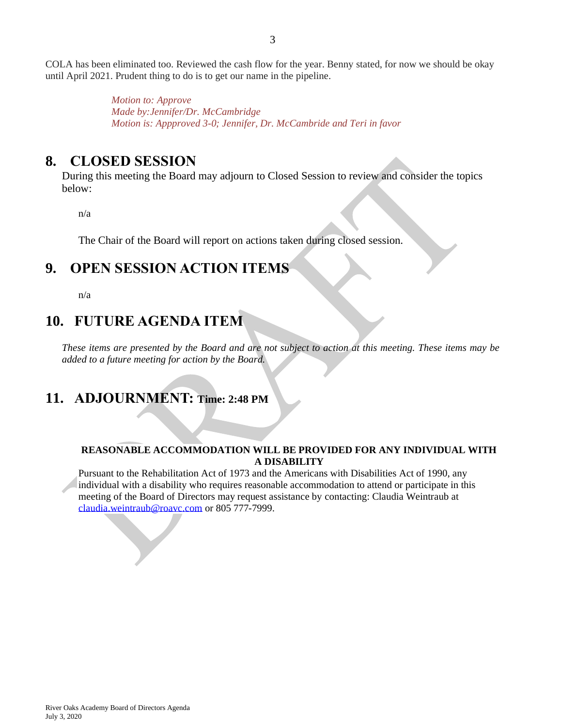COLA has been eliminated too. Reviewed the cash flow for the year. Benny stated, for now we should be okay until April 2021. Prudent thing to do is to get our name in the pipeline.

*Motion to: Approve*
*Made by:Jennifer/Dr. McCambridge*
*Motion is: Appproved 3-0; Jennifer, Dr. McCambride and Teri in favor*

## 8. CLOSED SESSION

During this meeting the Board may adjourn to Closed Session to review and consider the topics below:

n/a

The Chair of the Board will report on actions taken during closed session.

## 9. OPEN SESSION ACTION ITEMS

n/a

## 10. FUTURE AGENDA ITEM

*These items are presented by the Board and are not subject to action at this meeting. These items may be added to a future meeting for action by the Board.*

## 11. ADJOURNMENT: Time: 2:48 PM

**REASONABLE ACCOMMODATION WILL BE PROVIDED FOR ANY INDIVIDUAL WITH A DISABILITY**

Pursuant to the Rehabilitation Act of 1973 and the Americans with Disabilities Act of 1990, any individual with a disability who requires reasonable accommodation to attend or participate in this meeting of the Board of Directors may request assistance by contacting: Claudia Weintraub at claudia.weintraub@roavc.com or 805 777-7999.